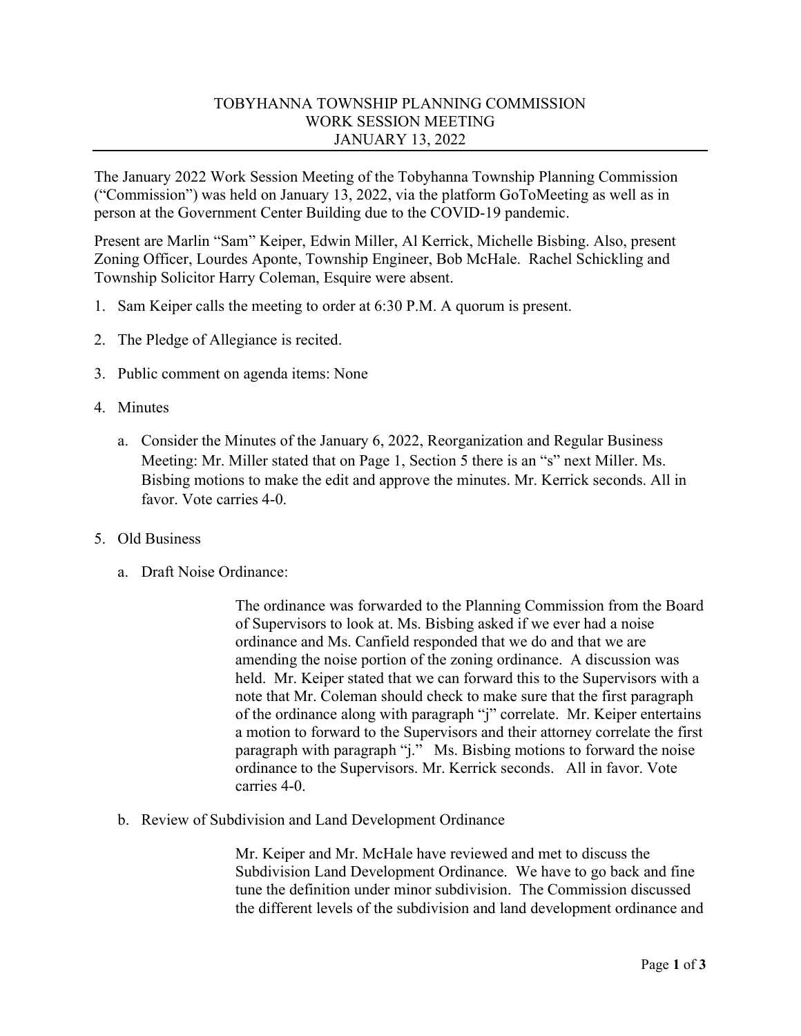# TOBYHANNA TOWNSHIP PLANNING COMMISSION
## WORK SESSION MEETING
## JANUARY 13, 2022

The January 2022 Work Session Meeting of the Tobyhanna Township Planning Commission ("Commission") was held on January 13, 2022, via the platform GoToMeeting as well as in person at the Government Center Building due to the COVID-19 pandemic.

Present are Marlin "Sam" Keiper, Edwin Miller, Al Kerrick, Michelle Bisbing. Also, present Zoning Officer, Lourdes Aponte, Township Engineer, Bob McHale. Rachel Schickling and Township Solicitor Harry Coleman, Esquire were absent.

1. Sam Keiper calls the meeting to order at 6:30 P.M. A quorum is present.

2. The Pledge of Allegiance is recited.

3. Public comment on agenda items: None

4. Minutes

   a. Consider the Minutes of the January 6, 2022, Reorganization and Regular Business Meeting: Mr. Miller stated that on Page 1, Section 5 there is an "s" next Miller. Ms. Bisbing motions to make the edit and approve the minutes. Mr. Kerrick seconds. All in favor. Vote carries 4-0.

5. Old Business

   a. Draft Noise Ordinance:

      The ordinance was forwarded to the Planning Commission from the Board of Supervisors to look at. Ms. Bisbing asked if we ever had a noise ordinance and Ms. Canfield responded that we do and that we are amending the noise portion of the zoning ordinance. A discussion was held. Mr. Keiper stated that we can forward this to the Supervisors with a note that Mr. Coleman should check to make sure that the first paragraph of the ordinance along with paragraph "j" correlate. Mr. Keiper entertains a motion to forward to the Supervisors and their attorney correlate the first paragraph with paragraph "j." Ms. Bisbing motions to forward the noise ordinance to the Supervisors. Mr. Kerrick seconds. All in favor. Vote carries 4-0.

   b. Review of Subdivision and Land Development Ordinance

      Mr. Keiper and Mr. McHale have reviewed and met to discuss the Subdivision Land Development Ordinance. We have to go back and fine tune the definition under minor subdivision. The Commission discussed the different levels of the subdivision and land development ordinance and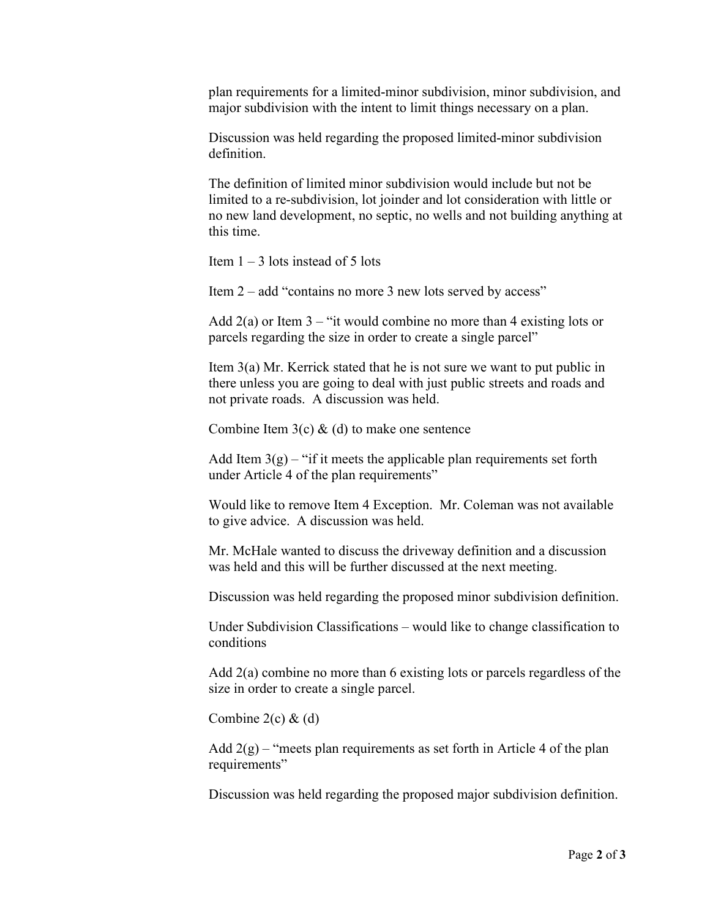plan requirements for a limited-minor subdivision, minor subdivision, and major subdivision with the intent to limit things necessary on a plan.

Discussion was held regarding the proposed limited-minor subdivision definition.

The definition of limited minor subdivision would include but not be limited to a re-subdivision, lot joinder and lot consideration with little or no new land development, no septic, no wells and not building anything at this time.

Item 1 – 3 lots instead of 5 lots

Item 2 – add "contains no more 3 new lots served by access"

Add 2(a) or Item 3 – "it would combine no more than 4 existing lots or parcels regarding the size in order to create a single parcel"

Item 3(a) Mr. Kerrick stated that he is not sure we want to put public in there unless you are going to deal with just public streets and roads and not private roads. A discussion was held.

Combine Item 3(c) & (d) to make one sentence

Add Item 3(g) – "if it meets the applicable plan requirements set forth under Article 4 of the plan requirements"

Would like to remove Item 4 Exception. Mr. Coleman was not available to give advice. A discussion was held.

Mr. McHale wanted to discuss the driveway definition and a discussion was held and this will be further discussed at the next meeting.

Discussion was held regarding the proposed minor subdivision definition.

Under Subdivision Classifications – would like to change classification to conditions

Add 2(a) combine no more than 6 existing lots or parcels regardless of the size in order to create a single parcel.

Combine 2(c) & (d)

Add 2(g) – "meets plan requirements as set forth in Article 4 of the plan requirements"

Discussion was held regarding the proposed major subdivision definition.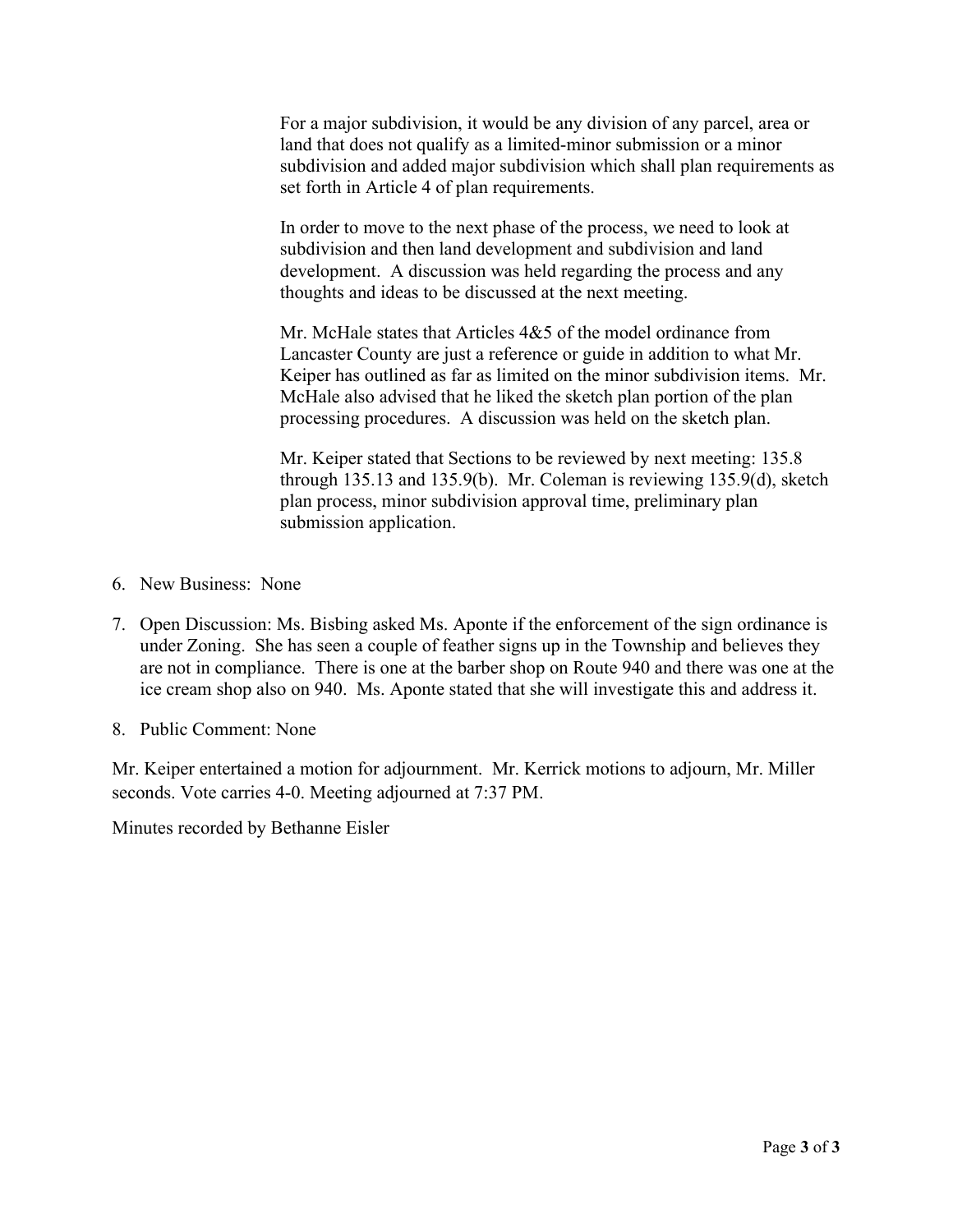For a major subdivision, it would be any division of any parcel, area or land that does not qualify as a limited-minor submission or a minor subdivision and added major subdivision which shall plan requirements as set forth in Article 4 of plan requirements.

In order to move to the next phase of the process, we need to look at subdivision and then land development and subdivision and land development. A discussion was held regarding the process and any thoughts and ideas to be discussed at the next meeting.

Mr. McHale states that Articles 4&5 of the model ordinance from Lancaster County are just a reference or guide in addition to what Mr. Keiper has outlined as far as limited on the minor subdivision items. Mr. McHale also advised that he liked the sketch plan portion of the plan processing procedures. A discussion was held on the sketch plan.

Mr. Keiper stated that Sections to be reviewed by next meeting: 135.8 through 135.13 and 135.9(b). Mr. Coleman is reviewing 135.9(d), sketch plan process, minor subdivision approval time, preliminary plan submission application.

6. New Business: None
7. Open Discussion: Ms. Bisbing asked Ms. Aponte if the enforcement of the sign ordinance is under Zoning. She has seen a couple of feather signs up in the Township and believes they are not in compliance. There is one at the barber shop on Route 940 and there was one at the ice cream shop also on 940. Ms. Aponte stated that she will investigate this and address it.
8. Public Comment: None

Mr. Keiper entertained a motion for adjournment. Mr. Kerrick motions to adjourn, Mr. Miller seconds. Vote carries 4-0. Meeting adjourned at 7:37 PM.

Minutes recorded by Bethanne Eisler